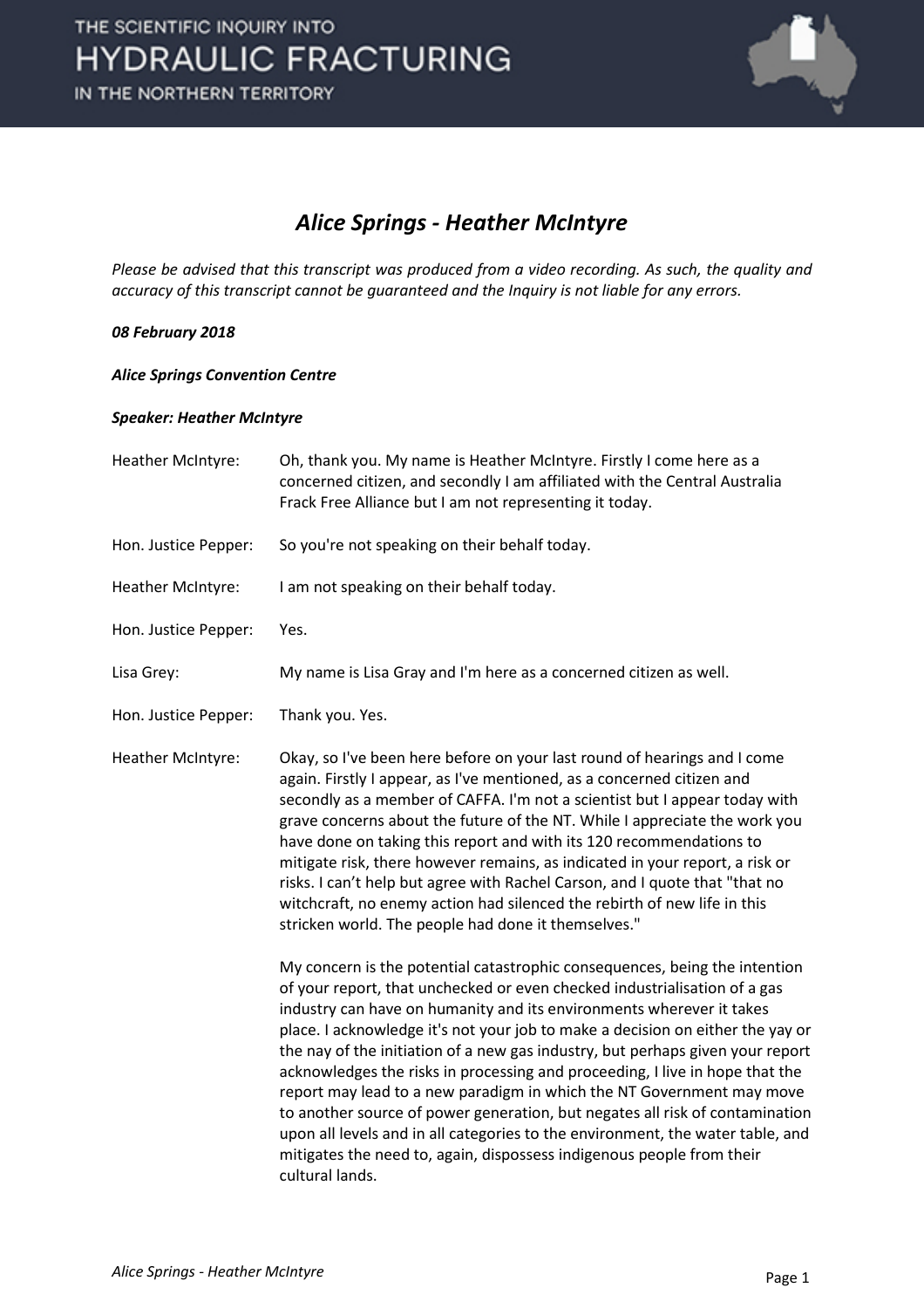# *Alice Springs - Heather McIntyre*

*Please be advised that this transcript was produced from a video recording. As such, the quality and accuracy of this transcript cannot be guaranteed and the Inquiry is not liable for any errors.*

***08 February 2018***

***Alice Springs Convention Centre***

***Speaker: Heather McIntyre***

| | |
|---|---|
| Heather McIntyre: | Oh, thank you. My name is Heather McIntyre. Firstly I come here as a concerned citizen, and secondly I am affiliated with the Central Australia Frack Free Alliance but I am not representing it today. |
| Hon. Justice Pepper: | So you're not speaking on their behalf today. |
| Heather McIntyre: | I am not speaking on their behalf today. |
| Hon. Justice Pepper: | Yes. |
| Lisa Grey: | My name is Lisa Gray and I'm here as a concerned citizen as well. |
| Hon. Justice Pepper: | Thank you. Yes. |
| Heather McIntyre: | Okay, so I've been here before on your last round of hearings and I come again. Firstly I appear, as I've mentioned, as a concerned citizen and secondly as a member of CAFFA. I'm not a scientist but I appear today with grave concerns about the future of the NT. While I appreciate the work you have done on taking this report and with its 120 recommendations to mitigate risk, there however remains, as indicated in your report, a risk or risks. I can't help but agree with Rachel Carson, and I quote that "that no witchcraft, no enemy action had silenced the rebirth of new life in this stricken world. The people had done it themselves." <br><br> My concern is the potential catastrophic consequences, being the intention of your report, that unchecked or even checked industrialisation of a gas industry can have on humanity and its environments wherever it takes place. I acknowledge it's not your job to make a decision on either the yay or the nay of the initiation of a new gas industry, but perhaps given your report acknowledges the risks in processing and proceeding, I live in hope that the report may lead to a new paradigm in which the NT Government may move to another source of power generation, but negates all risk of contamination upon all levels and in all categories to the environment, the water table, and mitigates the need to, again, dispossess indigenous people from their cultural lands. |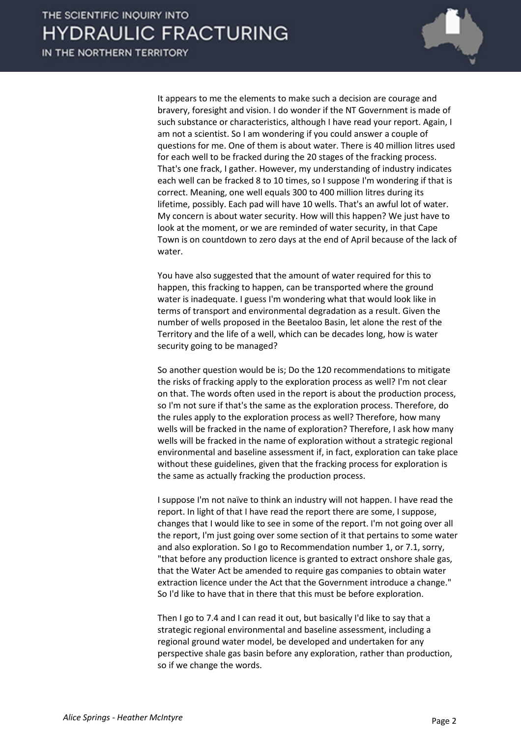It appears to me the elements to make such a decision are courage and bravery, foresight and vision. I do wonder if the NT Government is made of such substance or characteristics, although I have read your report. Again, I am not a scientist. So I am wondering if you could answer a couple of questions for me. One of them is about water. There is 40 million litres used for each well to be fracked during the 20 stages of the fracking process. That's one frack, I gather. However, my understanding of industry indicates each well can be fracked 8 to 10 times, so I suppose I'm wondering if that is correct. Meaning, one well equals 300 to 400 million litres during its lifetime, possibly. Each pad will have 10 wells. That's an awful lot of water. My concern is about water security. How will this happen? We just have to look at the moment, or we are reminded of water security, in that Cape Town is on countdown to zero days at the end of April because of the lack of water.

You have also suggested that the amount of water required for this to happen, this fracking to happen, can be transported where the ground water is inadequate. I guess I'm wondering what that would look like in terms of transport and environmental degradation as a result. Given the number of wells proposed in the Beetaloo Basin, let alone the rest of the Territory and the life of a well, which can be decades long, how is water security going to be managed?

So another question would be is; Do the 120 recommendations to mitigate the risks of fracking apply to the exploration process as well? I'm not clear on that. The words often used in the report is about the production process, so I'm not sure if that's the same as the exploration process. Therefore, do the rules apply to the exploration process as well? Therefore, how many wells will be fracked in the name of exploration? Therefore, I ask how many wells will be fracked in the name of exploration without a strategic regional environmental and baseline assessment if, in fact, exploration can take place without these guidelines, given that the fracking process for exploration is the same as actually fracking the production process.

I suppose I'm not naïve to think an industry will not happen. I have read the report. In light of that I have read the report there are some, I suppose, changes that I would like to see in some of the report. I'm not going over all the report, I'm just going over some section of it that pertains to some water and also exploration. So I go to Recommendation number 1, or 7.1, sorry, "that before any production licence is granted to extract onshore shale gas, that the Water Act be amended to require gas companies to obtain water extraction licence under the Act that the Government introduce a change." So I'd like to have that in there that this must be before exploration.

Then I go to 7.4 and I can read it out, but basically I'd like to say that a strategic regional environmental and baseline assessment, including a regional ground water model, be developed and undertaken for any perspective shale gas basin before any exploration, rather than production, so if we change the words.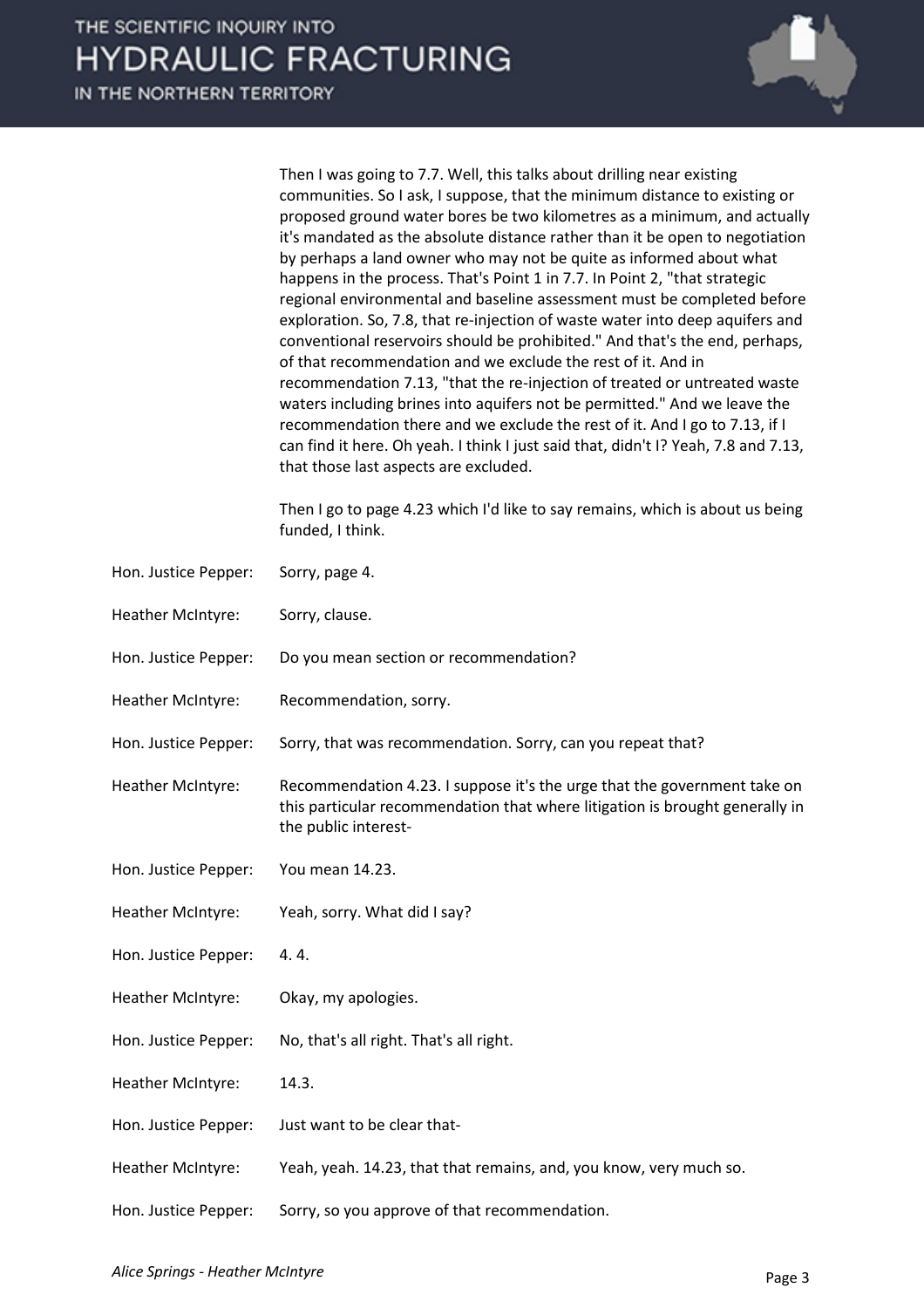Then I was going to 7.7. Well, this talks about drilling near existing communities. So I ask, I suppose, that the minimum distance to existing or proposed ground water bores be two kilometres as a minimum, and actually it's mandated as the absolute distance rather than it be open to negotiation by perhaps a land owner who may not be quite as informed about what happens in the process. That's Point 1 in 7.7. In Point 2, "that strategic regional environmental and baseline assessment must be completed before exploration. So, 7.8, that re-injection of waste water into deep aquifers and conventional reservoirs should be prohibited." And that's the end, perhaps, of that recommendation and we exclude the rest of it. And in recommendation 7.13, "that the re-injection of treated or untreated waste waters including brines into aquifers not be permitted." And we leave the recommendation there and we exclude the rest of it. And I go to 7.13, if I can find it here. Oh yeah. I think I just said that, didn't I? Yeah, 7.8 and 7.13, that those last aspects are excluded.

Then I go to page 4.23 which I'd like to say remains, which is about us being funded, I think.

Hon. Justice Pepper: Sorry, page 4.

Heather McIntyre: Sorry, clause.

Hon. Justice Pepper: Do you mean section or recommendation?

Heather McIntyre: Recommendation, sorry.

Hon. Justice Pepper: Sorry, that was recommendation. Sorry, can you repeat that?

Heather McIntyre: Recommendation 4.23. I suppose it's the urge that the government take on this particular recommendation that where litigation is brought generally in the public interest-

Hon. Justice Pepper: You mean 14.23.

Heather McIntyre: Yeah, sorry. What did I say?

Hon. Justice Pepper: 4. 4.

Heather McIntyre: Okay, my apologies.

Hon. Justice Pepper: No, that's all right. That's all right.

Heather McIntyre: 14.3.

Hon. Justice Pepper: Just want to be clear that-

Heather McIntyre: Yeah, yeah. 14.23, that that remains, and, you know, very much so.

Hon. Justice Pepper: Sorry, so you approve of that recommendation.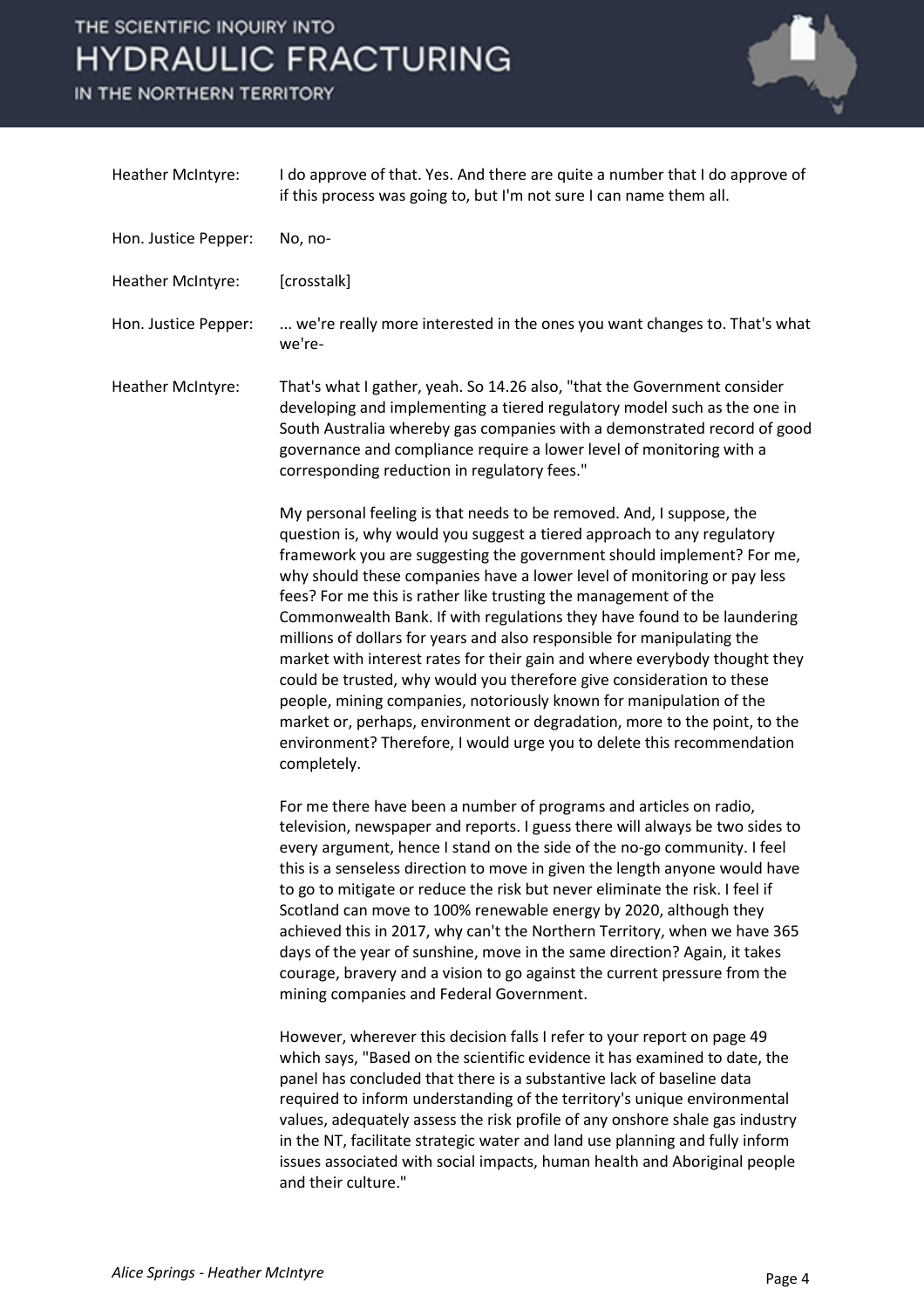Heather McIntyre: I do approve of that. Yes. And there are quite a number that I do approve of if this process was going to, but I'm not sure I can name them all.

Hon. Justice Pepper: No, no-

Heather McIntyre: [crosstalk]

Hon. Justice Pepper: ... we're really more interested in the ones you want changes to. That's what we're-

Heather McIntyre: That's what I gather, yeah. So 14.26 also, "that the Government consider developing and implementing a tiered regulatory model such as the one in South Australia whereby gas companies with a demonstrated record of good governance and compliance require a lower level of monitoring with a corresponding reduction in regulatory fees."

My personal feeling is that needs to be removed. And, I suppose, the question is, why would you suggest a tiered approach to any regulatory framework you are suggesting the government should implement? For me, why should these companies have a lower level of monitoring or pay less fees? For me this is rather like trusting the management of the Commonwealth Bank. If with regulations they have found to be laundering millions of dollars for years and also responsible for manipulating the market with interest rates for their gain and where everybody thought they could be trusted, why would you therefore give consideration to these people, mining companies, notoriously known for manipulation of the market or, perhaps, environment or degradation, more to the point, to the environment? Therefore, I would urge you to delete this recommendation completely.

For me there have been a number of programs and articles on radio, television, newspaper and reports. I guess there will always be two sides to every argument, hence I stand on the side of the no-go community. I feel this is a senseless direction to move in given the length anyone would have to go to mitigate or reduce the risk but never eliminate the risk. I feel if Scotland can move to 100% renewable energy by 2020, although they achieved this in 2017, why can't the Northern Territory, when we have 365 days of the year of sunshine, move in the same direction? Again, it takes courage, bravery and a vision to go against the current pressure from the mining companies and Federal Government.

However, wherever this decision falls I refer to your report on page 49 which says, "Based on the scientific evidence it has examined to date, the panel has concluded that there is a substantive lack of baseline data required to inform understanding of the territory's unique environmental values, adequately assess the risk profile of any onshore shale gas industry in the NT, facilitate strategic water and land use planning and fully inform issues associated with social impacts, human health and Aboriginal people and their culture."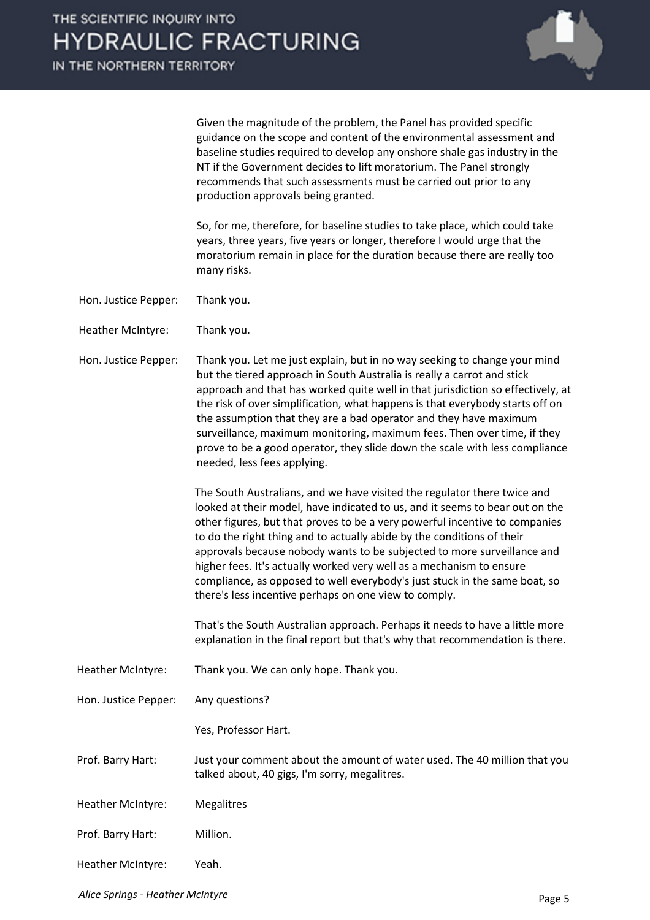Given the magnitude of the problem, the Panel has provided specific guidance on the scope and content of the environmental assessment and baseline studies required to develop any onshore shale gas industry in the NT if the Government decides to lift moratorium. The Panel strongly recommends that such assessments must be carried out prior to any production approvals being granted.

So, for me, therefore, for baseline studies to take place, which could take years, three years, five years or longer, therefore I would urge that the moratorium remain in place for the duration because there are really too many risks.

**Hon. Justice Pepper:** Thank you.

**Heather McIntyre:** Thank you.

**Hon. Justice Pepper:** Thank you. Let me just explain, but in no way seeking to change your mind but the tiered approach in South Australia is really a carrot and stick approach and that has worked quite well in that jurisdiction so effectively, at the risk of over simplification, what happens is that everybody starts off on the assumption that they are a bad operator and they have maximum surveillance, maximum monitoring, maximum fees. Then over time, if they prove to be a good operator, they slide down the scale with less compliance needed, less fees applying.

The South Australians, and we have visited the regulator there twice and looked at their model, have indicated to us, and it seems to bear out on the other figures, but that proves to be a very powerful incentive to companies to do the right thing and to actually abide by the conditions of their approvals because nobody wants to be subjected to more surveillance and higher fees. It's actually worked very well as a mechanism to ensure compliance, as opposed to well everybody's just stuck in the same boat, so there's less incentive perhaps on one view to comply.

That's the South Australian approach. Perhaps it needs to have a little more explanation in the final report but that's why that recommendation is there.

**Heather McIntyre:** Thank you. We can only hope. Thank you.

**Hon. Justice Pepper:** Any questions?

Yes, Professor Hart.

**Prof. Barry Hart:** Just your comment about the amount of water used. The 40 million that you talked about, 40 gigs, I'm sorry, megalitres.

**Heather McIntyre:** Megalitres

**Prof. Barry Hart:** Million.

**Heather McIntyre:** Yeah.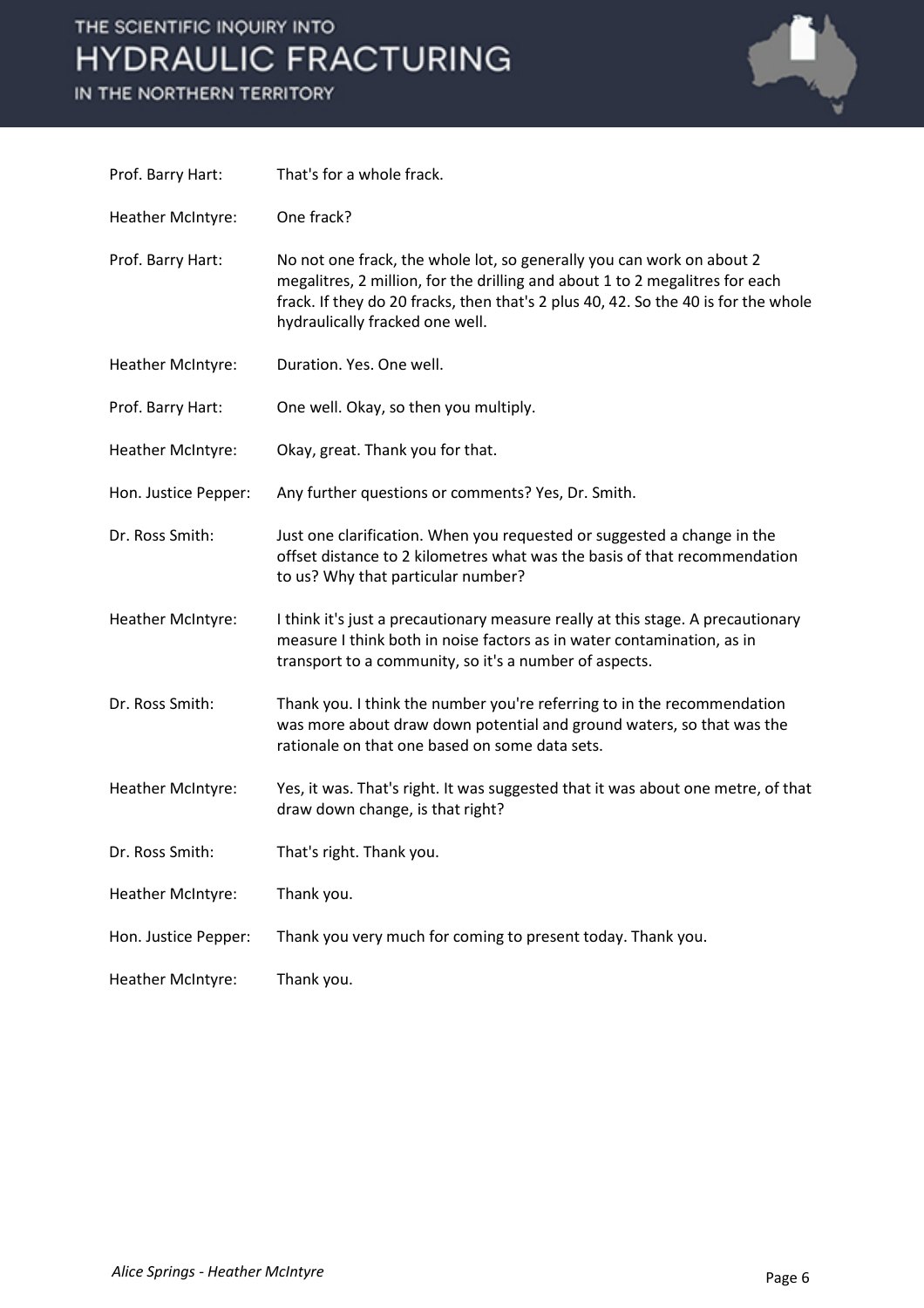Prof. Barry Hart: That's for a whole frack.

Heather McIntyre: One frack?

Prof. Barry Hart: No not one frack, the whole lot, so generally you can work on about 2 megalitres, 2 million, for the drilling and about 1 to 2 megalitres for each frack. If they do 20 fracks, then that's 2 plus 40, 42. So the 40 is for the whole hydraulically fracked one well.

Heather McIntyre: Duration. Yes. One well.

Prof. Barry Hart: One well. Okay, so then you multiply.

Heather McIntyre: Okay, great. Thank you for that.

Hon. Justice Pepper: Any further questions or comments? Yes, Dr. Smith.

Dr. Ross Smith: Just one clarification. When you requested or suggested a change in the offset distance to 2 kilometres what was the basis of that recommendation to us? Why that particular number?

Heather McIntyre: I think it's just a precautionary measure really at this stage. A precautionary measure I think both in noise factors as in water contamination, as in transport to a community, so it's a number of aspects.

Dr. Ross Smith: Thank you. I think the number you're referring to in the recommendation was more about draw down potential and ground waters, so that was the rationale on that one based on some data sets.

Heather McIntyre: Yes, it was. That's right. It was suggested that it was about one metre, of that draw down change, is that right?

Dr. Ross Smith: That's right. Thank you.

Heather McIntyre: Thank you.

Hon. Justice Pepper: Thank you very much for coming to present today. Thank you.

Heather McIntyre: Thank you.